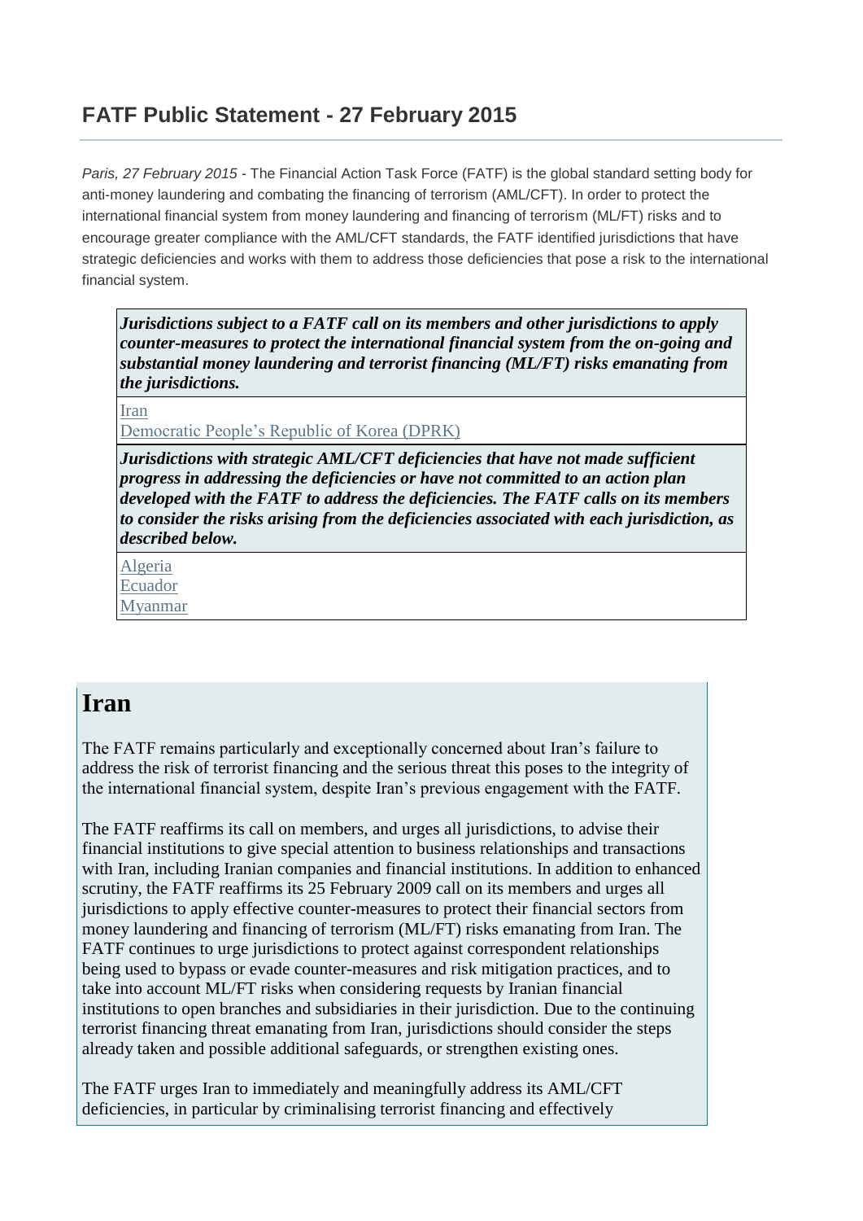## FATF Public Statement - 27 February 2015

*Paris, 27 February 2015* - The Financial Action Task Force (FATF) is the global standard setting body for anti-money laundering and combating the financing of terrorism (AML/CFT). In order to protect the international financial system from money laundering and financing of terrorism (ML/FT) risks and to encourage greater compliance with the AML/CFT standards, the FATF identified jurisdictions that have strategic deficiencies and works with them to address those deficiencies that pose a risk to the international financial system.

| ***Jurisdictions subject to a FATF call on its members and other jurisdictions to apply counter-measures to protect the international financial system from the on-going and substantial money laundering and terrorist financing (ML/FT) risks emanating from the jurisdictions.*** |
|---|
| Iran<br>Democratic People's Republic of Korea (DPRK) |
| ***Jurisdictions with strategic AML/CFT deficiencies that have not made sufficient progress in addressing the deficiencies or have not committed to an action plan developed with the FATF to address the deficiencies. The FATF calls on its members to consider the risks arising from the deficiencies associated with each jurisdiction, as described below.*** |
| Algeria<br>Ecuador<br>Myanmar |

# Iran

The FATF remains particularly and exceptionally concerned about Iran's failure to address the risk of terrorist financing and the serious threat this poses to the integrity of the international financial system, despite Iran's previous engagement with the FATF.

The FATF reaffirms its call on members, and urges all jurisdictions, to advise their financial institutions to give special attention to business relationships and transactions with Iran, including Iranian companies and financial institutions. In addition to enhanced scrutiny, the FATF reaffirms its 25 February 2009 call on its members and urges all jurisdictions to apply effective counter-measures to protect their financial sectors from money laundering and financing of terrorism (ML/FT) risks emanating from Iran. The FATF continues to urge jurisdictions to protect against correspondent relationships being used to bypass or evade counter-measures and risk mitigation practices, and to take into account ML/FT risks when considering requests by Iranian financial institutions to open branches and subsidiaries in their jurisdiction. Due to the continuing terrorist financing threat emanating from Iran, jurisdictions should consider the steps already taken and possible additional safeguards, or strengthen existing ones.

The FATF urges Iran to immediately and meaningfully address its AML/CFT deficiencies, in particular by criminalising terrorist financing and effectively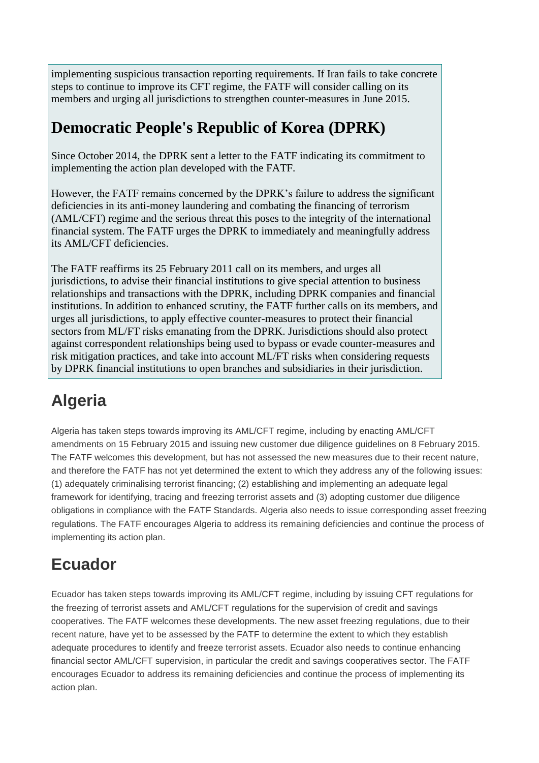implementing suspicious transaction reporting requirements. If Iran fails to take concrete steps to continue to improve its CFT regime, the FATF will consider calling on its members and urging all jurisdictions to strengthen counter-measures in June 2015.

## Democratic People's Republic of Korea (DPRK)

Since October 2014, the DPRK sent a letter to the FATF indicating its commitment to implementing the action plan developed with the FATF.

However, the FATF remains concerned by the DPRK's failure to address the significant deficiencies in its anti-money laundering and combating the financing of terrorism (AML/CFT) regime and the serious threat this poses to the integrity of the international financial system. The FATF urges the DPRK to immediately and meaningfully address its AML/CFT deficiencies.

The FATF reaffirms its 25 February 2011 call on its members, and urges all jurisdictions, to advise their financial institutions to give special attention to business relationships and transactions with the DPRK, including DPRK companies and financial institutions. In addition to enhanced scrutiny, the FATF further calls on its members, and urges all jurisdictions, to apply effective counter-measures to protect their financial sectors from ML/FT risks emanating from the DPRK. Jurisdictions should also protect against correspondent relationships being used to bypass or evade counter-measures and risk mitigation practices, and take into account ML/FT risks when considering requests by DPRK financial institutions to open branches and subsidiaries in their jurisdiction.

## Algeria

Algeria has taken steps towards improving its AML/CFT regime, including by enacting AML/CFT amendments on 15 February 2015 and issuing new customer due diligence guidelines on 8 February 2015. The FATF welcomes this development, but has not assessed the new measures due to their recent nature, and therefore the FATF has not yet determined the extent to which they address any of the following issues: (1) adequately criminalising terrorist financing; (2) establishing and implementing an adequate legal framework for identifying, tracing and freezing terrorist assets and (3) adopting customer due diligence obligations in compliance with the FATF Standards. Algeria also needs to issue corresponding asset freezing regulations. The FATF encourages Algeria to address its remaining deficiencies and continue the process of implementing its action plan.

## Ecuador

Ecuador has taken steps towards improving its AML/CFT regime, including by issuing CFT regulations for the freezing of terrorist assets and AML/CFT regulations for the supervision of credit and savings cooperatives. The FATF welcomes these developments. The new asset freezing regulations, due to their recent nature, have yet to be assessed by the FATF to determine the extent to which they establish adequate procedures to identify and freeze terrorist assets. Ecuador also needs to continue enhancing financial sector AML/CFT supervision, in particular the credit and savings cooperatives sector. The FATF encourages Ecuador to address its remaining deficiencies and continue the process of implementing its action plan.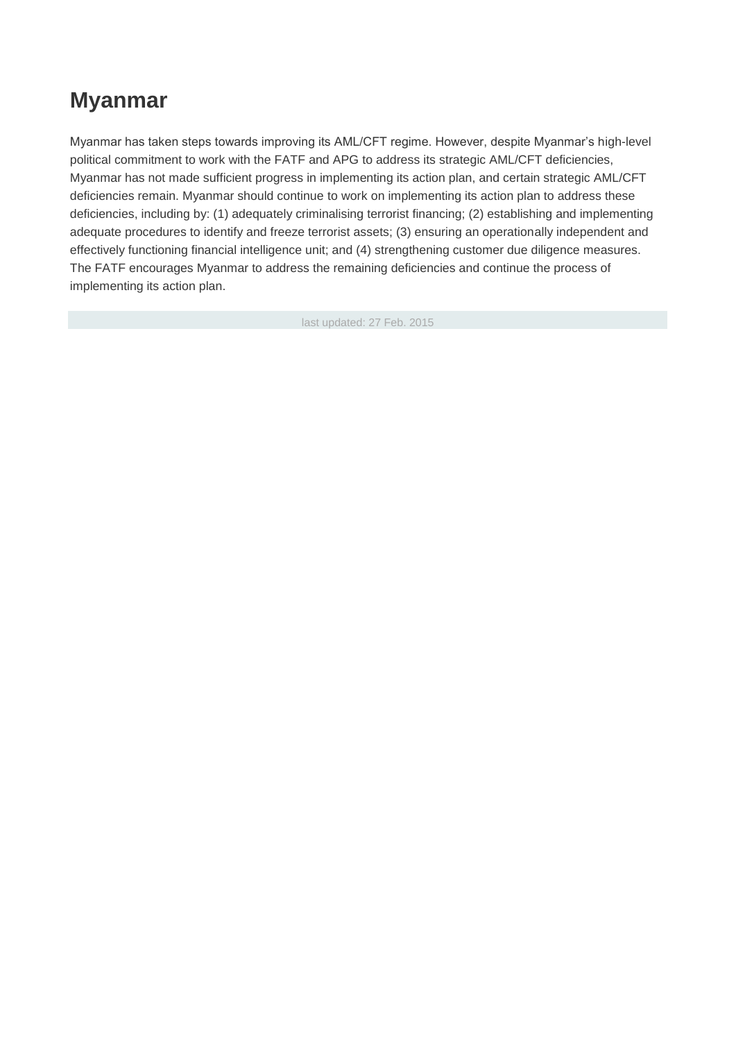## Myanmar

Myanmar has taken steps towards improving its AML/CFT regime. However, despite Myanmar's high-level political commitment to work with the FATF and APG to address its strategic AML/CFT deficiencies, Myanmar has not made sufficient progress in implementing its action plan, and certain strategic AML/CFT deficiencies remain. Myanmar should continue to work on implementing its action plan to address these deficiencies, including by: (1) adequately criminalising terrorist financing; (2) establishing and implementing adequate procedures to identify and freeze terrorist assets; (3) ensuring an operationally independent and effectively functioning financial intelligence unit; and (4) strengthening customer due diligence measures. The FATF encourages Myanmar to address the remaining deficiencies and continue the process of implementing its action plan.

last updated: 27 Feb. 2015